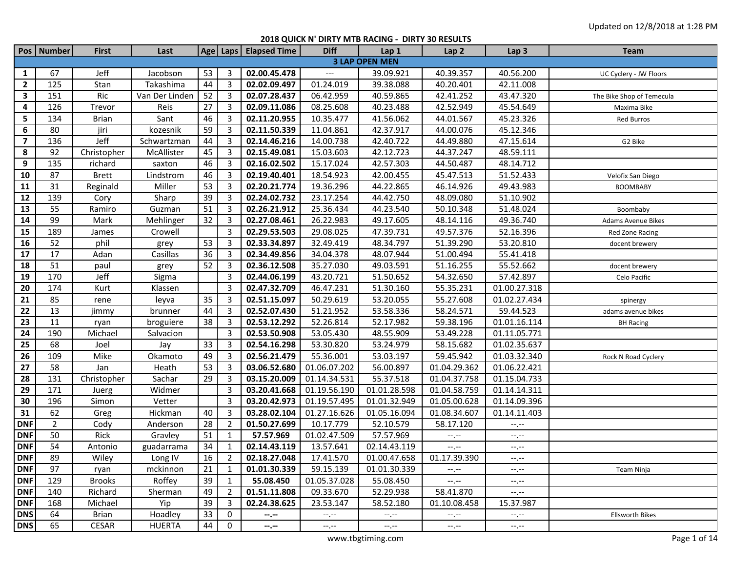Updated on 12/8/2018 at 1:28 PM

# 2018 QUICK N' DIRTY MTB RACING - DIRTY 30 RESULTS

| Pos | Number | First | Last | Age | Laps | Elapsed Time | Diff | Lap 1 | Lap 2 | Lap 3 | Team |
|---|---|---|---|---|---|---|---|---|---|---|---|
| **3 LAP OPEN MEN** | | | | | | | | | | | |
| **1** | 67 | Jeff | Jacobson | 53 | 3 | **02.00.45.478** | --- | 39.09.921 | 40.39.357 | 40.56.200 | UC Cyclery - JW Floors |
| **2** | 125 | Stan | Takashima | 44 | 3 | **02.02.09.497** | 01.24.019 | 39.38.088 | 40.20.401 | 42.11.008 | |
| **3** | 151 | Ric | Van Der Linden | 52 | 3 | **02.07.28.437** | 06.42.959 | 40.59.865 | 42.41.252 | 43.47.320 | The Bike Shop of Temecula |
| **4** | 126 | Trevor | Reis | 27 | 3 | **02.09.11.086** | 08.25.608 | 40.23.488 | 42.52.949 | 45.54.649 | Maxima Bike |
| **5** | 134 | Brian | Sant | 46 | 3 | **02.11.20.955** | 10.35.477 | 41.56.062 | 44.01.567 | 45.23.326 | Red Burros |
| **6** | 80 | jiri | kozesnik | 59 | 3 | **02.11.50.339** | 11.04.861 | 42.37.917 | 44.00.076 | 45.12.346 | |
| **7** | 136 | Jeff | Schwartzman | 44 | 3 | **02.14.46.216** | 14.00.738 | 42.40.722 | 44.49.880 | 47.15.614 | G2 Bike |
| **8** | 92 | Christopher | McAllister | 45 | 3 | **02.15.49.081** | 15.03.603 | 42.12.723 | 44.37.247 | 48.59.111 | |
| **9** | 135 | richard | saxton | 46 | 3 | **02.16.02.502** | 15.17.024 | 42.57.303 | 44.50.487 | 48.14.712 | |
| **10** | 87 | Brett | Lindstrom | 46 | 3 | **02.19.40.401** | 18.54.923 | 42.00.455 | 45.47.513 | 51.52.433 | Velofix San Diego |
| **11** | 31 | Reginald | Miller | 53 | 3 | **02.20.21.774** | 19.36.296 | 44.22.865 | 46.14.926 | 49.43.983 | BOOMBABY |
| **12** | 139 | Cory | Sharp | 39 | 3 | **02.24.02.732** | 23.17.254 | 44.42.750 | 48.09.080 | 51.10.902 | |
| **13** | 55 | Ramiro | Guzman | 51 | 3 | **02.26.21.912** | 25.36.434 | 44.23.540 | 50.10.348 | 51.48.024 | Boombaby |
| **14** | 99 | Mark | Mehlinger | 32 | 3 | **02.27.08.461** | 26.22.983 | 49.17.605 | 48.14.116 | 49.36.740 | Adams Avenue Bikes |
| **15** | 189 | James | Crowell | | 3 | **02.29.53.503** | 29.08.025 | 47.39.731 | 49.57.376 | 52.16.396 | Red Zone Racing |
| **16** | 52 | phil | grey | 53 | 3 | **02.33.34.897** | 32.49.419 | 48.34.797 | 51.39.290 | 53.20.810 | docent brewery |
| **17** | 17 | Adan | Casillas | 36 | 3 | **02.34.49.856** | 34.04.378 | 48.07.944 | 51.00.494 | 55.41.418 | |
| **18** | 51 | paul | grey | 52 | 3 | **02.36.12.508** | 35.27.030 | 49.03.591 | 51.16.255 | 55.52.662 | docent brewery |
| **19** | 170 | Jeff | Sigma | | 3 | **02.44.06.199** | 43.20.721 | 51.50.652 | 54.32.650 | 57.42.897 | Celo Pacific |
| **20** | 174 | Kurt | Klassen | | 3 | **02.47.32.709** | 46.47.231 | 51.30.160 | 55.35.231 | 01.00.27.318 | |
| **21** | 85 | rene | leyva | 35 | 3 | **02.51.15.097** | 50.29.619 | 53.20.055 | 55.27.608 | 01.02.27.434 | spinergy |
| **22** | 13 | jimmy | brunner | 44 | 3 | **02.52.07.430** | 51.21.952 | 53.58.336 | 58.24.571 | 59.44.523 | adams avenue bikes |
| **23** | 11 | ryan | broguiere | 38 | 3 | **02.53.12.292** | 52.26.814 | 52.17.982 | 59.38.196 | 01.01.16.114 | BH Racing |
| **24** | 190 | Michael | Salvacion | | 3 | **02.53.50.908** | 53.05.430 | 48.55.909 | 53.49.228 | 01.11.05.771 | |
| **25** | 68 | Joel | Jay | 33 | 3 | **02.54.16.298** | 53.30.820 | 53.24.979 | 58.15.682 | 01.02.35.637 | |
| **26** | 109 | Mike | Okamoto | 49 | 3 | **02.56.21.479** | 55.36.001 | 53.03.197 | 59.45.942 | 01.03.32.340 | Rock N Road Cyclery |
| **27** | 58 | Jan | Heath | 53 | 3 | **03.06.52.680** | 01.06.07.202 | 56.00.897 | 01.04.29.362 | 01.06.22.421 | |
| **28** | 131 | Christopher | Sachar | 29 | 3 | **03.15.20.009** | 01.14.34.531 | 55.37.518 | 01.04.37.758 | 01.15.04.733 | |
| **29** | 171 | Juerg | Widmer | | 3 | **03.20.41.668** | 01.19.56.190 | 01.01.28.598 | 01.04.58.759 | 01.14.14.311 | |
| **30** | 196 | Simon | Vetter | | 3 | **03.20.42.973** | 01.19.57.495 | 01.01.32.949 | 01.05.00.628 | 01.14.09.396 | |
| **31** | 62 | Greg | Hickman | 40 | 3 | **03.28.02.104** | 01.27.16.626 | 01.05.16.094 | 01.08.34.607 | 01.14.11.403 | |
| **DNF** | 2 | Cody | Anderson | 28 | 2 | **01.50.27.699** | 10.17.779 | 52.10.579 | 58.17.120 | --.-- | |
| **DNF** | 50 | Rick | Gravley | 51 | 1 | **57.57.969** | 01.02.47.509 | 57.57.969 | --.-- | --.-- | |
| **DNF** | 54 | Antonio | guadarrama | 34 | 1 | **02.14.43.119** | 13.57.641 | 02.14.43.119 | --.-- | --.-- | |
| **DNF** | 89 | Wiley | Long IV | 16 | 2 | **02.18.27.048** | 17.41.570 | 01.00.47.658 | 01.17.39.390 | --.-- | |
| **DNF** | 97 | ryan | mckinnon | 21 | 1 | **01.01.30.339** | 59.15.139 | 01.01.30.339 | --.-- | --.-- | Team Ninja |
| **DNF** | 129 | Brooks | Roffey | 39 | 1 | **55.08.450** | 01.05.37.028 | 55.08.450 | --.-- | --.-- | |
| **DNF** | 140 | Richard | Sherman | 49 | 2 | **01.51.11.808** | 09.33.670 | 52.29.938 | 58.41.870 | --.-- | |
| **DNF** | 168 | Michael | Yip | 39 | 3 | **02.24.38.625** | 23.53.147 | 58.52.180 | 01.10.08.458 | 15.37.987 | |
| **DNS** | 64 | Brian | Hoadley | 33 | 0 | **--.--** | --.-- | --.-- | --.-- | --.-- | Ellsworth Bikes |
| **DNS** | 65 | CESAR | HUERTA | 44 | 0 | **--.--** | --.-- | --.-- | --.-- | --.-- | |

www.tbgtiming.com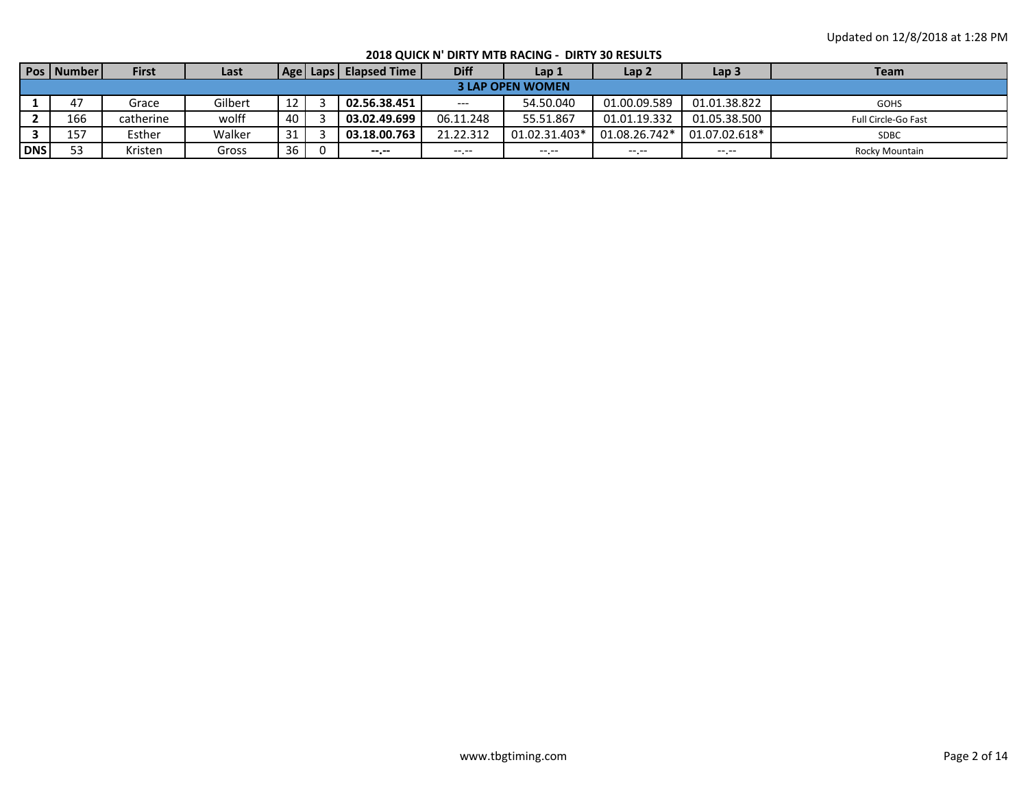Updated on 12/8/2018 at 1:28 PM

**2018 QUICK N' DIRTY MTB RACING - DIRTY 30 RESULTS**

| Pos | Number | First | Last | Age | Laps | Elapsed Time | Diff | Lap 1 | Lap 2 | Lap 3 | Team |
|---|---|---|---|---|---|---|---|---|---|---|---|
| **3 LAP OPEN WOMEN** | | | | | | | | | | | |
| **1** | 47 | Grace | Gilbert | 12 | 3 | **02.56.38.451** | --- | 54.50.040 | 01.00.09.589 | 01.01.38.822 | GOHS |
| **2** | 166 | catherine | wolff | 40 | 3 | **03.02.49.699** | 06.11.248 | 55.51.867 | 01.01.19.332 | 01.05.38.500 | Full Circle-Go Fast |
| **3** | 157 | Esther | Walker | 31 | 3 | **03.18.00.763** | 21.22.312 | 01.02.31.403* | 01.08.26.742* | 01.07.02.618* | SDBC |
| **DNS** | 53 | Kristen | Gross | 36 | 0 | **--.--** | --.-- | --.-- | --.-- | --.-- | Rocky Mountain |

www.tbgtiming.com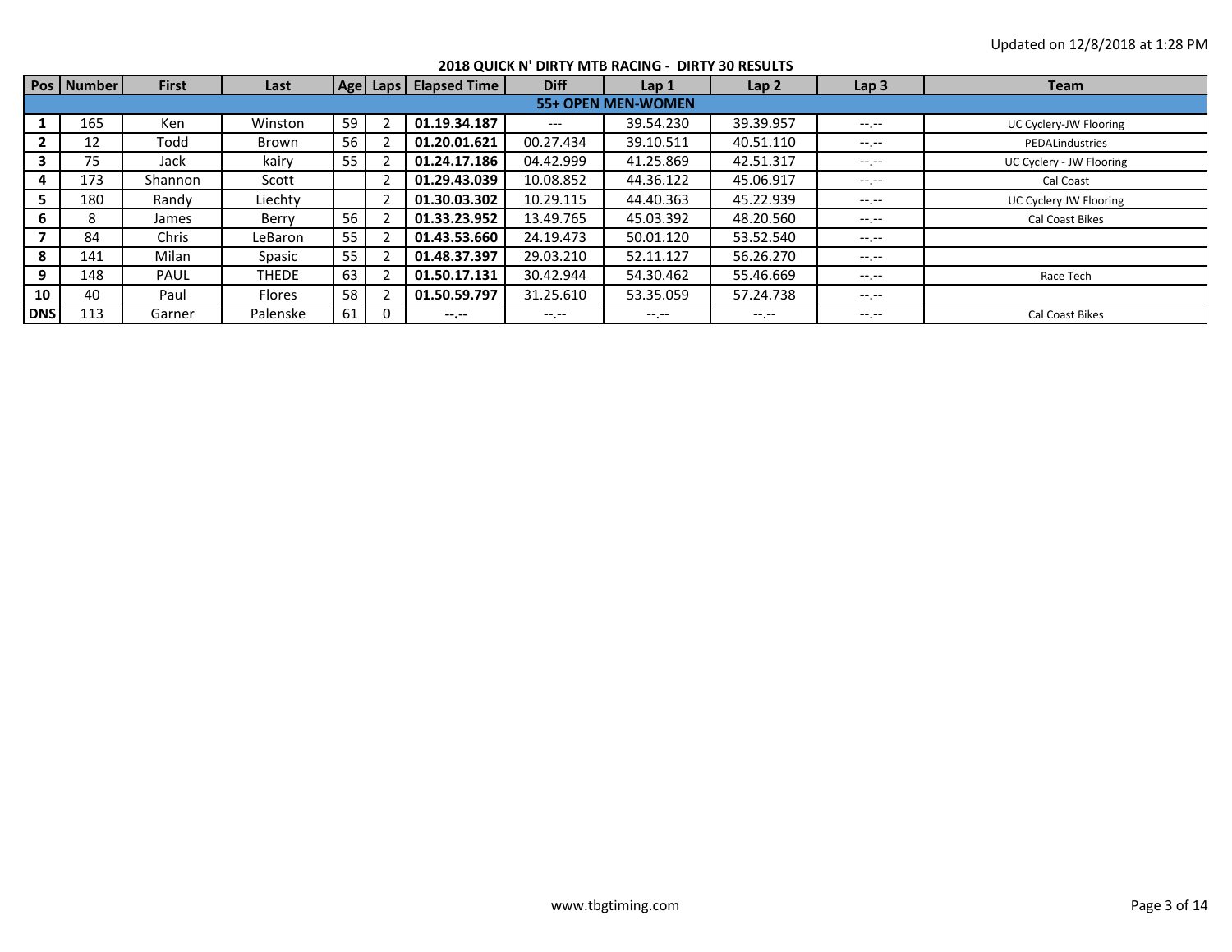Updated on 12/8/2018 at 1:28 PM

## 2018 QUICK N' DIRTY MTB RACING - DIRTY 30 RESULTS

| Pos | Number | First | Last | Age | Laps | Elapsed Time | Diff | Lap 1 | Lap 2 | Lap 3 | Team |
|---|---|---|---|---|---|---|---|---|---|---|---|
| **55+ OPEN MEN-WOMEN** | | | | | | | | | | | |
| **1** | 165 | Ken | Winston | 59 | 2 | **01.19.34.187** | --- | 39.54.230 | 39.39.957 | --.-- | UC Cyclery-JW Flooring |
| **2** | 12 | Todd | Brown | 56 | 2 | **01.20.01.621** | 00.27.434 | 39.10.511 | 40.51.110 | --.-- | PEDALindustries |
| **3** | 75 | Jack | kairy | 55 | 2 | **01.24.17.186** | 04.42.999 | 41.25.869 | 42.51.317 | --.-- | UC Cyclery - JW Flooring |
| **4** | 173 | Shannon | Scott | | 2 | **01.29.43.039** | 10.08.852 | 44.36.122 | 45.06.917 | --.-- | Cal Coast |
| **5** | 180 | Randy | Liechty | | 2 | **01.30.03.302** | 10.29.115 | 44.40.363 | 45.22.939 | --.-- | UC Cyclery JW Flooring |
| **6** | 8 | James | Berry | 56 | 2 | **01.33.23.952** | 13.49.765 | 45.03.392 | 48.20.560 | --.-- | Cal Coast Bikes |
| **7** | 84 | Chris | LeBaron | 55 | 2 | **01.43.53.660** | 24.19.473 | 50.01.120 | 53.52.540 | --.-- | |
| **8** | 141 | Milan | Spasic | 55 | 2 | **01.48.37.397** | 29.03.210 | 52.11.127 | 56.26.270 | --.-- | |
| **9** | 148 | PAUL | THEDE | 63 | 2 | **01.50.17.131** | 30.42.944 | 54.30.462 | 55.46.669 | --.-- | Race Tech |
| **10** | 40 | Paul | Flores | 58 | 2 | **01.50.59.797** | 31.25.610 | 53.35.059 | 57.24.738 | --.-- | |
| **DNS** | 113 | Garner | Palenske | 61 | 0 | **--.--** | --.-- | --.-- | --.-- | --.-- | Cal Coast Bikes |

www.tbgtiming.com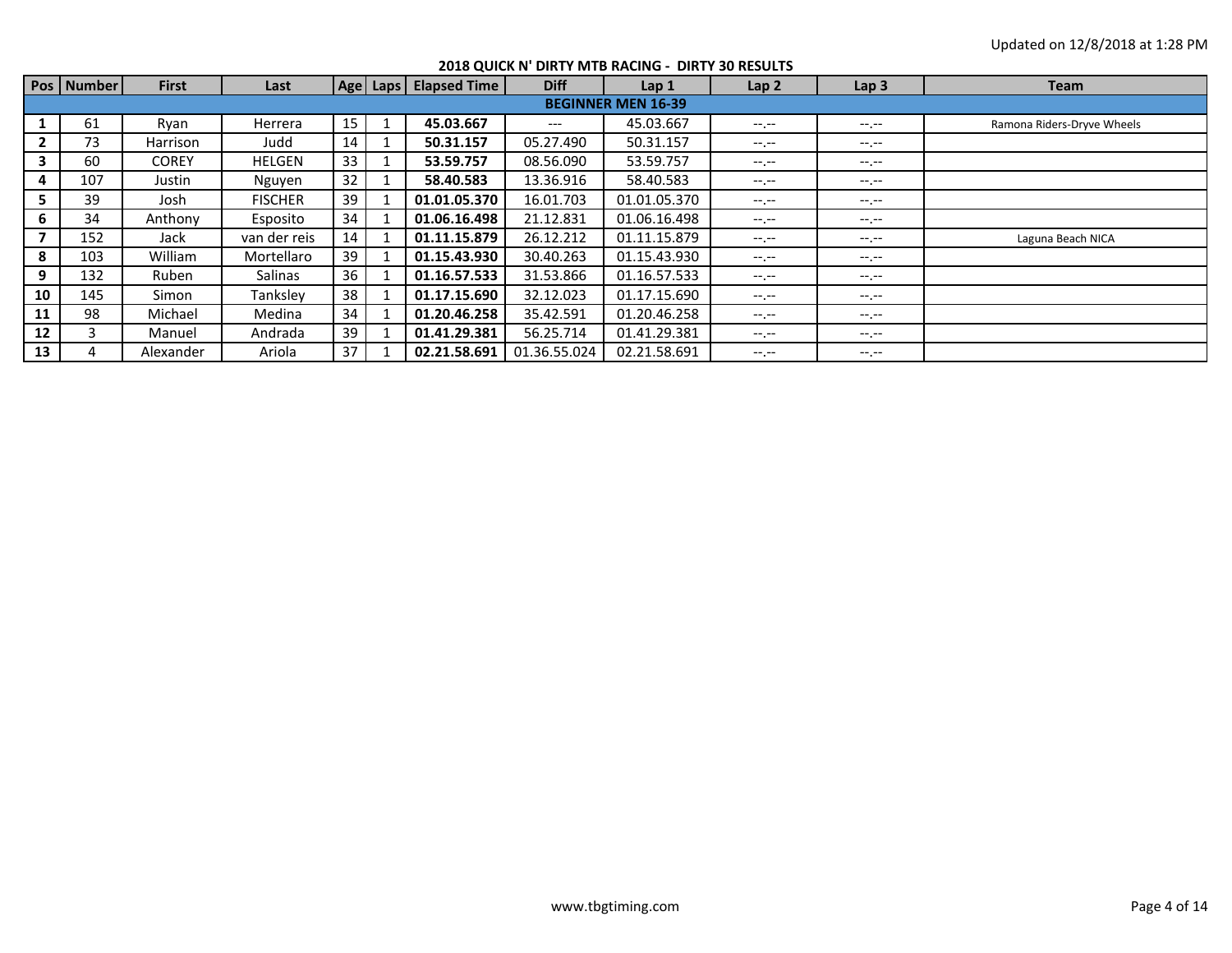Updated on 12/8/2018 at 1:28 PM

## 2018 QUICK N' DIRTY MTB RACING - DIRTY 30 RESULTS

| Pos | Number | First | Last | Age | Laps | Elapsed Time | Diff | Lap 1 | Lap 2 | Lap 3 | Team |
|---|---|---|---|---|---|---|---|---|---|---|---|
| **BEGINNER MEN 16-39** | | | | | | | | | | | |
| **1** | 61 | Ryan | Herrera | 15 | 1 | **45.03.667** | --- | 45.03.667 | --.-- | --.-- | Ramona Riders-Dryve Wheels |
| **2** | 73 | Harrison | Judd | 14 | 1 | **50.31.157** | 05.27.490 | 50.31.157 | --.-- | --.-- | |
| **3** | 60 | COREY | HELGEN | 33 | 1 | **53.59.757** | 08.56.090 | 53.59.757 | --.-- | --.-- | |
| **4** | 107 | Justin | Nguyen | 32 | 1 | **58.40.583** | 13.36.916 | 58.40.583 | --.-- | --.-- | |
| **5** | 39 | Josh | FISCHER | 39 | 1 | **01.01.05.370** | 16.01.703 | 01.01.05.370 | --.-- | --.-- | |
| **6** | 34 | Anthony | Esposito | 34 | 1 | **01.06.16.498** | 21.12.831 | 01.06.16.498 | --.-- | --.-- | |
| **7** | 152 | Jack | van der reis | 14 | 1 | **01.11.15.879** | 26.12.212 | 01.11.15.879 | --.-- | --.-- | Laguna Beach NICA |
| **8** | 103 | William | Mortellaro | 39 | 1 | **01.15.43.930** | 30.40.263 | 01.15.43.930 | --.-- | --.-- | |
| **9** | 132 | Ruben | Salinas | 36 | 1 | **01.16.57.533** | 31.53.866 | 01.16.57.533 | --.-- | --.-- | |
| **10** | 145 | Simon | Tanksley | 38 | 1 | **01.17.15.690** | 32.12.023 | 01.17.15.690 | --.-- | --.-- | |
| **11** | 98 | Michael | Medina | 34 | 1 | **01.20.46.258** | 35.42.591 | 01.20.46.258 | --.-- | --.-- | |
| **12** | 3 | Manuel | Andrada | 39 | 1 | **01.41.29.381** | 56.25.714 | 01.41.29.381 | --.-- | --.-- | |
| **13** | 4 | Alexander | Ariola | 37 | 1 | **02.21.58.691** | 01.36.55.024 | 02.21.58.691 | --.-- | --.-- | |

www.tbgtiming.com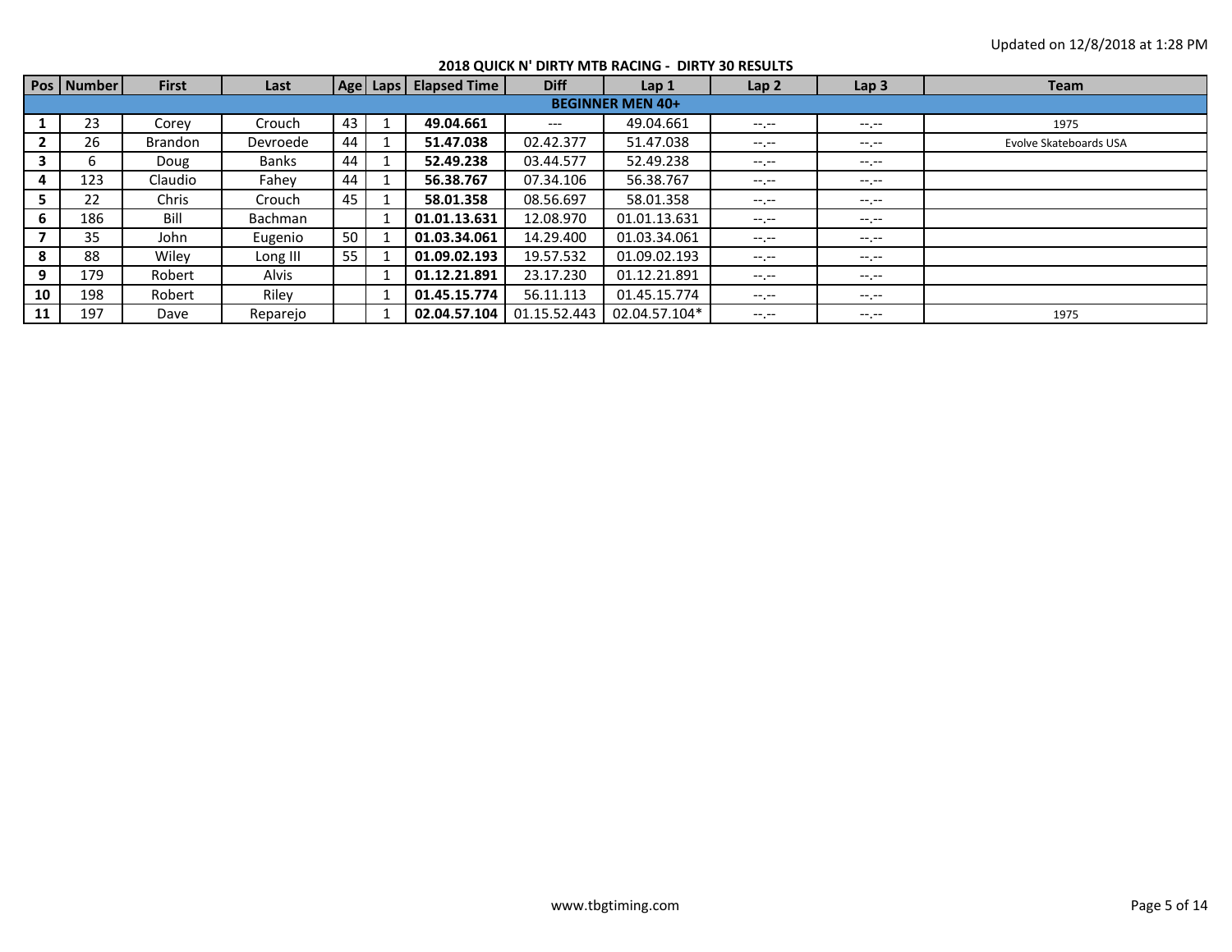Updated on 12/8/2018 at 1:28 PM

## 2018 QUICK N' DIRTY MTB RACING - DIRTY 30 RESULTS

| Pos | Number | First | Last | Age | Laps | Elapsed Time | Diff | Lap 1 | Lap 2 | Lap 3 | Team |
|---|---|---|---|---|---|---|---|---|---|---|---|
| **BEGINNER MEN 40+** | | | | | | | | | | | |
| **1** | 23 | Corey | Crouch | 43 | 1 | **49.04.661** | --- | 49.04.661 | --.-- | --.-- | 1975 |
| **2** | 26 | Brandon | Devroede | 44 | 1 | **51.47.038** | 02.42.377 | 51.47.038 | --.-- | --.-- | Evolve Skateboards USA |
| **3** | 6 | Doug | Banks | 44 | 1 | **52.49.238** | 03.44.577 | 52.49.238 | --.-- | --.-- | |
| **4** | 123 | Claudio | Fahey | 44 | 1 | **56.38.767** | 07.34.106 | 56.38.767 | --.-- | --.-- | |
| **5** | 22 | Chris | Crouch | 45 | 1 | **58.01.358** | 08.56.697 | 58.01.358 | --.-- | --.-- | |
| **6** | 186 | Bill | Bachman | | 1 | **01.01.13.631** | 12.08.970 | 01.01.13.631 | --.-- | --.-- | |
| **7** | 35 | John | Eugenio | 50 | 1 | **01.03.34.061** | 14.29.400 | 01.03.34.061 | --.-- | --.-- | |
| **8** | 88 | Wiley | Long III | 55 | 1 | **01.09.02.193** | 19.57.532 | 01.09.02.193 | --.-- | --.-- | |
| **9** | 179 | Robert | Alvis | | 1 | **01.12.21.891** | 23.17.230 | 01.12.21.891 | --.-- | --.-- | |
| **10** | 198 | Robert | Riley | | 1 | **01.45.15.774** | 56.11.113 | 01.45.15.774 | --.-- | --.-- | |
| **11** | 197 | Dave | Reparejo | | 1 | **02.04.57.104** | 01.15.52.443 | 02.04.57.104* | --.-- | --.-- | 1975 |

www.tbgtiming.com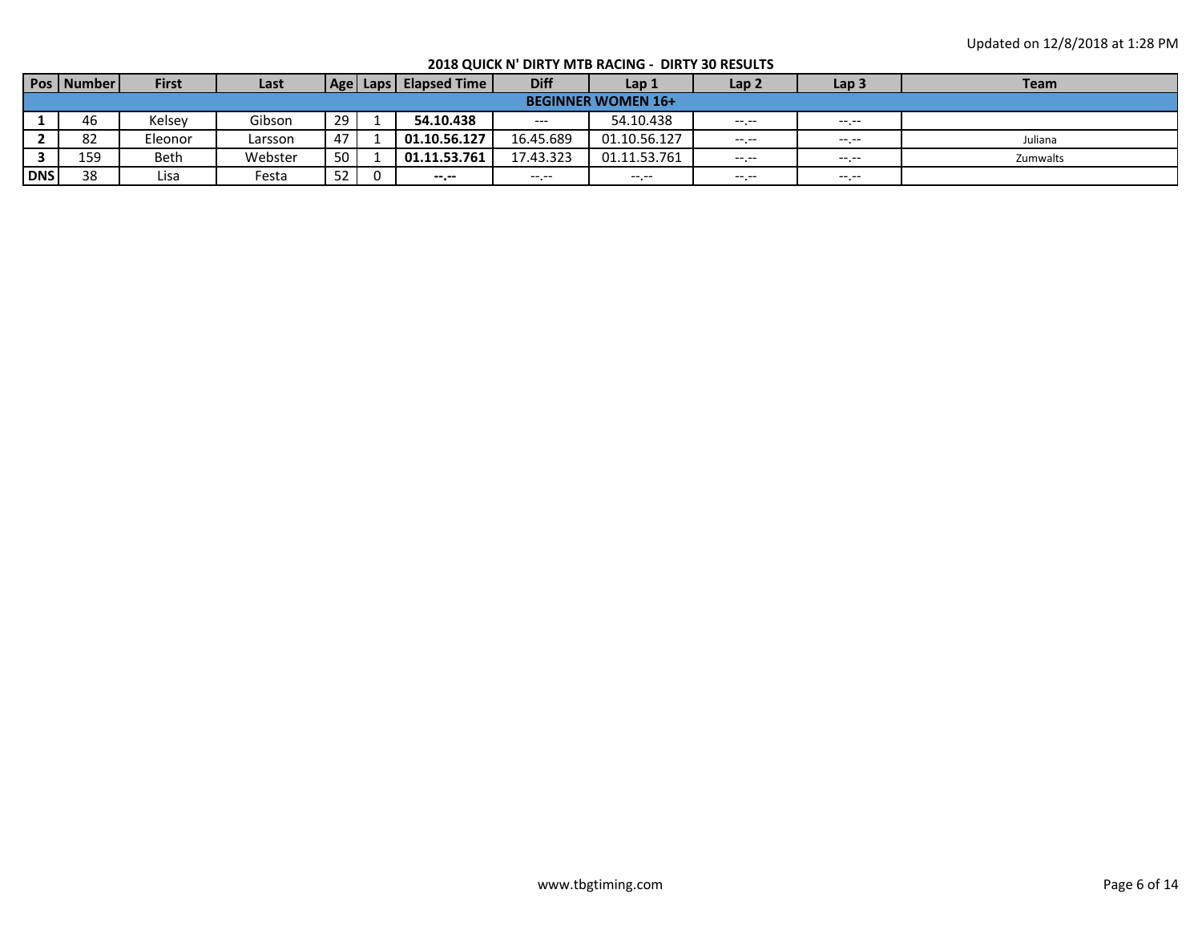Updated on 12/8/2018 at 1:28 PM

## 2018 QUICK N' DIRTY MTB RACING - DIRTY 30 RESULTS

| Pos | Number | First | Last | Age | Laps | Elapsed Time | Diff | Lap 1 | Lap 2 | Lap 3 | Team |
|---|---|---|---|---|---|---|---|---|---|---|---|
| **BEGINNER WOMEN 16+** | | | | | | | | | | | |
| **1** | 46 | Kelsey | Gibson | 29 | 1 | **54.10.438** | --- | 54.10.438 | --.-- | --.-- | |
| **2** | 82 | Eleonor | Larsson | 47 | 1 | **01.10.56.127** | 16.45.689 | 01.10.56.127 | --.-- | --.-- | Juliana |
| **3** | 159 | Beth | Webster | 50 | 1 | **01.11.53.761** | 17.43.323 | 01.11.53.761 | --.-- | --.-- | Zumwalts |
| **DNS** | 38 | Lisa | Festa | 52 | 0 | **--.--** | --.-- | --.-- | --.-- | --.-- | |

www.tbgtiming.com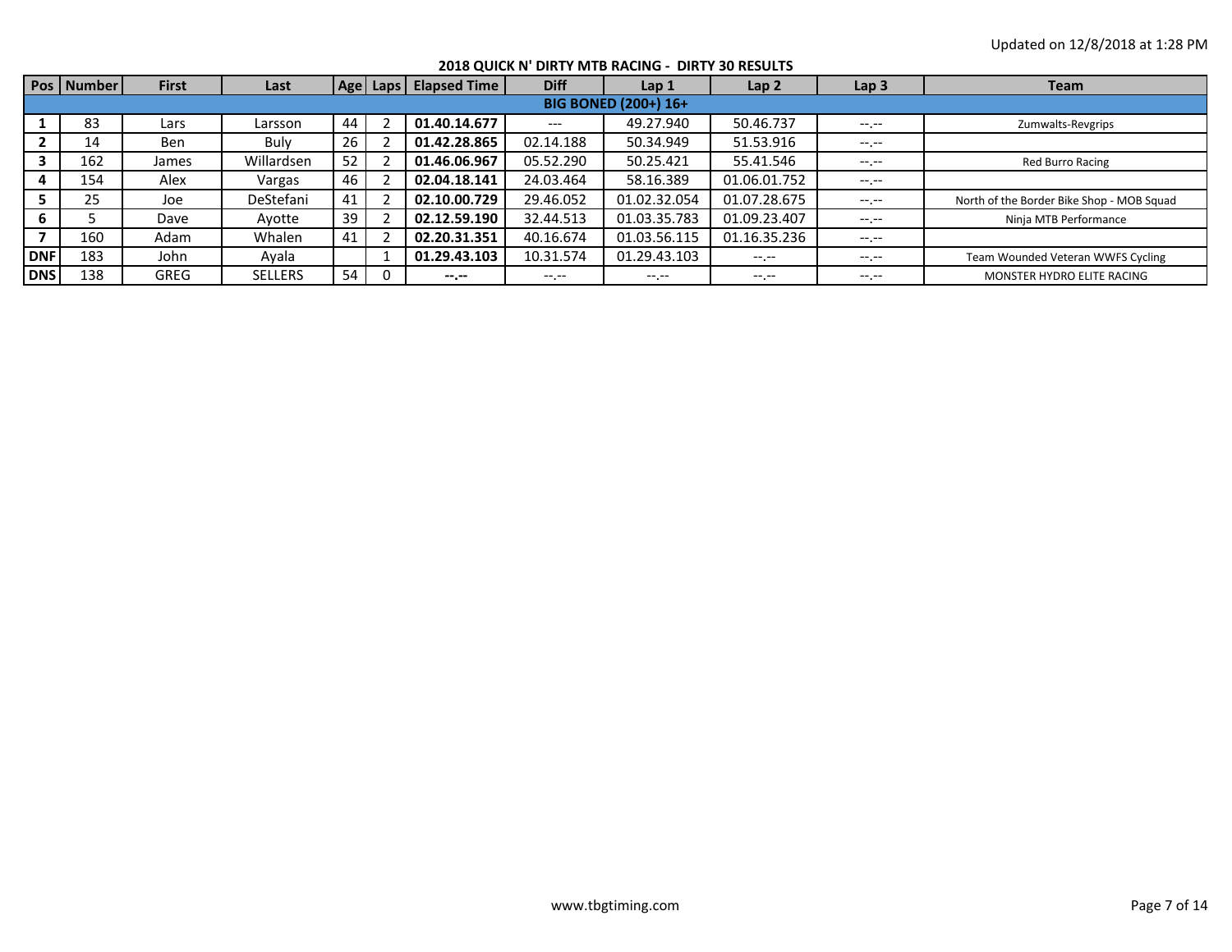Updated on 12/8/2018 at 1:28 PM

## 2018 QUICK N' DIRTY MTB RACING - DIRTY 30 RESULTS

| Pos | Number | First | Last | Age | Laps | Elapsed Time | Diff | Lap 1 | Lap 2 | Lap 3 | Team |
|---|---|---|---|---|---|---|---|---|---|---|---|
| **BIG BONED (200+) 16+** | | | | | | | | | | | |
| **1** | 83 | Lars | Larsson | 44 | 2 | **01.40.14.677** | --- | 49.27.940 | 50.46.737 | --.-- | Zumwalts-Revgrips |
| **2** | 14 | Ben | Buly | 26 | 2 | **01.42.28.865** | 02.14.188 | 50.34.949 | 51.53.916 | --.-- | |
| **3** | 162 | James | Willardsen | 52 | 2 | **01.46.06.967** | 05.52.290 | 50.25.421 | 55.41.546 | --.-- | Red Burro Racing |
| **4** | 154 | Alex | Vargas | 46 | 2 | **02.04.18.141** | 24.03.464 | 58.16.389 | 01.06.01.752 | --.-- | |
| **5** | 25 | Joe | DeStefani | 41 | 2 | **02.10.00.729** | 29.46.052 | 01.02.32.054 | 01.07.28.675 | --.-- | North of the Border Bike Shop - MOB Squad |
| **6** | 5 | Dave | Ayotte | 39 | 2 | **02.12.59.190** | 32.44.513 | 01.03.35.783 | 01.09.23.407 | --.-- | Ninja MTB Performance |
| **7** | 160 | Adam | Whalen | 41 | 2 | **02.20.31.351** | 40.16.674 | 01.03.56.115 | 01.16.35.236 | --.-- | |
| **DNF** | 183 | John | Ayala | | 1 | **01.29.43.103** | 10.31.574 | 01.29.43.103 | --.-- | --.-- | Team Wounded Veteran WWFS Cycling |
| **DNS** | 138 | GREG | SELLERS | 54 | 0 | **--.--** | --.-- | --.-- | --.-- | --.-- | MONSTER HYDRO ELITE RACING |

www.tbgtiming.com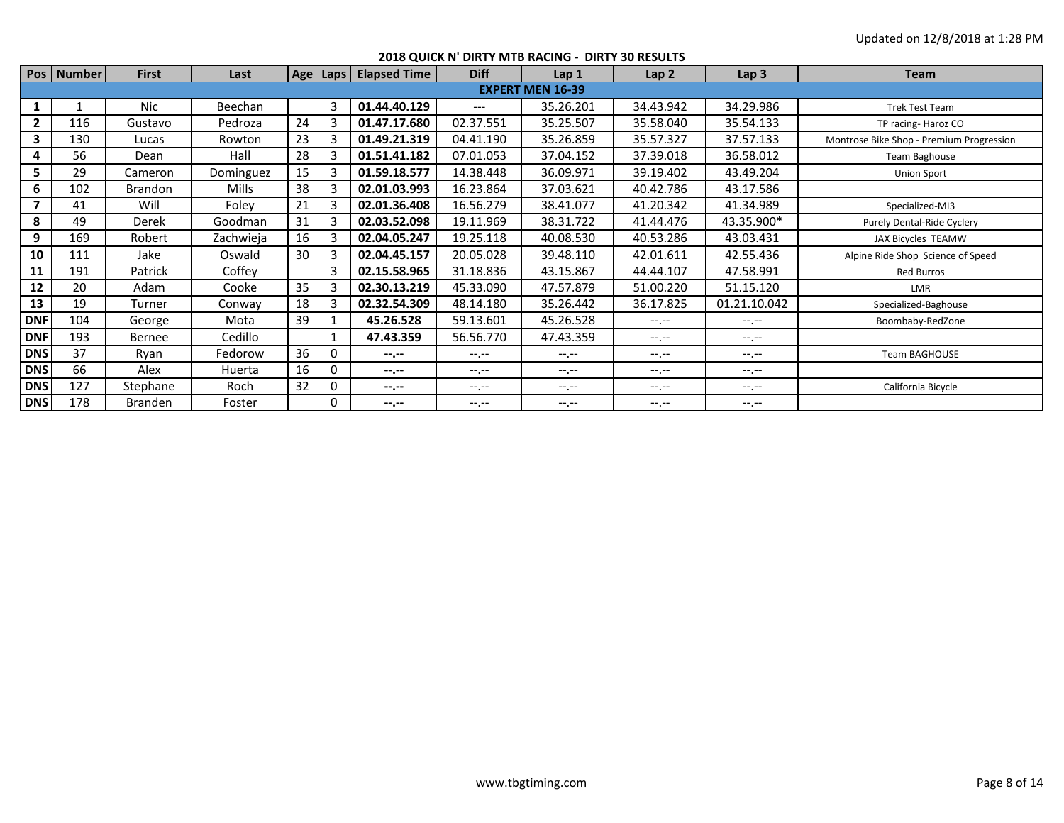Updated on 12/8/2018 at 1:28 PM

## 2018 QUICK N' DIRTY MTB RACING - DIRTY 30 RESULTS

| Pos | Number | First | Last | Age | Laps | Elapsed Time | Diff | Lap 1 | Lap 2 | Lap 3 | Team |
|---|---|---|---|---|---|---|---|---|---|---|---|
| **EXPERT MEN 16-39** | | | | | | | | | | | |
| **1** | 1 | Nic | Beechan | | 3 | **01.44.40.129** | --- | 35.26.201 | 34.43.942 | 34.29.986 | Trek Test Team |
| **2** | 116 | Gustavo | Pedroza | 24 | 3 | **01.47.17.680** | 02.37.551 | 35.25.507 | 35.58.040 | 35.54.133 | TP racing- Haroz CO |
| **3** | 130 | Lucas | Rowton | 23 | 3 | **01.49.21.319** | 04.41.190 | 35.26.859 | 35.57.327 | 37.57.133 | Montrose Bike Shop - Premium Progression |
| **4** | 56 | Dean | Hall | 28 | 3 | **01.51.41.182** | 07.01.053 | 37.04.152 | 37.39.018 | 36.58.012 | Team Baghouse |
| **5** | 29 | Cameron | Dominguez | 15 | 3 | **01.59.18.577** | 14.38.448 | 36.09.971 | 39.19.402 | 43.49.204 | Union Sport |
| **6** | 102 | Brandon | Mills | 38 | 3 | **02.01.03.993** | 16.23.864 | 37.03.621 | 40.42.786 | 43.17.586 | |
| **7** | 41 | Will | Foley | 21 | 3 | **02.01.36.408** | 16.56.279 | 38.41.077 | 41.20.342 | 41.34.989 | Specialized-MI3 |
| **8** | 49 | Derek | Goodman | 31 | 3 | **02.03.52.098** | 19.11.969 | 38.31.722 | 41.44.476 | 43.35.900* | Purely Dental-Ride Cyclery |
| **9** | 169 | Robert | Zachwieja | 16 | 3 | **02.04.05.247** | 19.25.118 | 40.08.530 | 40.53.286 | 43.03.431 | JAX Bicycles TEAMW |
| **10** | 111 | Jake | Oswald | 30 | 3 | **02.04.45.157** | 20.05.028 | 39.48.110 | 42.01.611 | 42.55.436 | Alpine Ride Shop Science of Speed |
| **11** | 191 | Patrick | Coffey | | 3 | **02.15.58.965** | 31.18.836 | 43.15.867 | 44.44.107 | 47.58.991 | Red Burros |
| **12** | 20 | Adam | Cooke | 35 | 3 | **02.30.13.219** | 45.33.090 | 47.57.879 | 51.00.220 | 51.15.120 | LMR |
| **13** | 19 | Turner | Conway | 18 | 3 | **02.32.54.309** | 48.14.180 | 35.26.442 | 36.17.825 | 01.21.10.042 | Specialized-Baghouse |
| **DNF** | 104 | George | Mota | 39 | 1 | **45.26.528** | 59.13.601 | 45.26.528 | --.-- | --.-- | Boombaby-RedZone |
| **DNF** | 193 | Bernee | Cedillo | | 1 | **47.43.359** | 56.56.770 | 47.43.359 | --.-- | --.-- | |
| **DNS** | 37 | Ryan | Fedorow | 36 | 0 | **--.--** | --.-- | --.-- | --.-- | --.-- | Team BAGHOUSE |
| **DNS** | 66 | Alex | Huerta | 16 | 0 | **--.--** | --.-- | --.-- | --.-- | --.-- | |
| **DNS** | 127 | Stephane | Roch | 32 | 0 | **--.--** | --.-- | --.-- | --.-- | --.-- | California Bicycle |
| **DNS** | 178 | Branden | Foster | | 0 | **--.--** | --.-- | --.-- | --.-- | --.-- | |

www.tbgtiming.com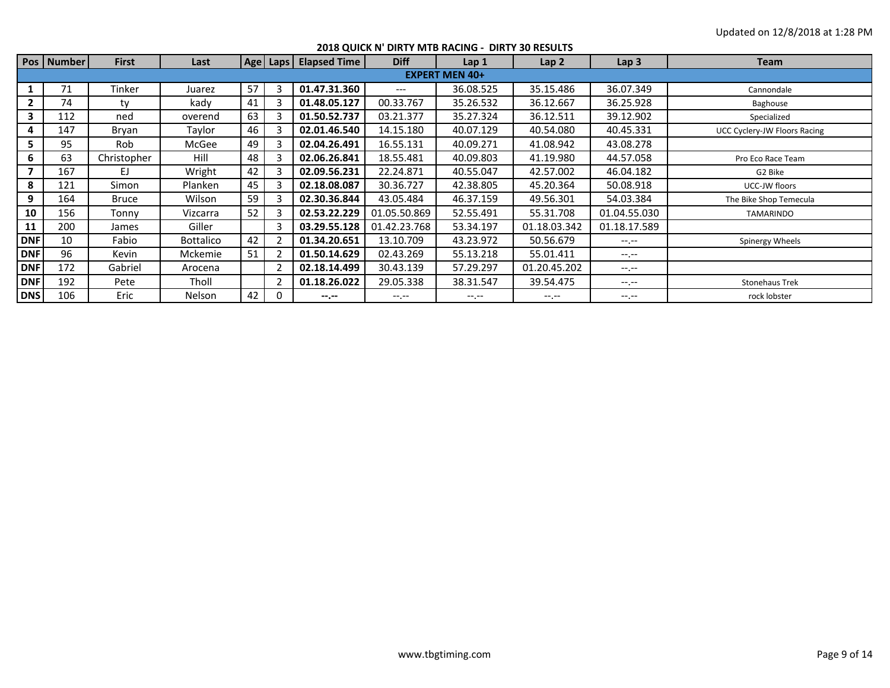Updated on 12/8/2018 at 1:28 PM

## 2018 QUICK N' DIRTY MTB RACING - DIRTY 30 RESULTS

| Pos | Number | First | Last | Age | Laps | Elapsed Time | Diff | Lap 1 | Lap 2 | Lap 3 | Team |
|---|---|---|---|---|---|---|---|---|---|---|---|
| **EXPERT MEN 40+** | | | | | | | | | | | |
| **1** | 71 | Tinker | Juarez | 57 | 3 | **01.47.31.360** | --- | 36.08.525 | 35.15.486 | 36.07.349 | Cannondale |
| **2** | 74 | ty | kady | 41 | 3 | **01.48.05.127** | 00.33.767 | 35.26.532 | 36.12.667 | 36.25.928 | Baghouse |
| **3** | 112 | ned | overend | 63 | 3 | **01.50.52.737** | 03.21.377 | 35.27.324 | 36.12.511 | 39.12.902 | Specialized |
| **4** | 147 | Bryan | Taylor | 46 | 3 | **02.01.46.540** | 14.15.180 | 40.07.129 | 40.54.080 | 40.45.331 | UCC Cyclery-JW Floors Racing |
| **5** | 95 | Rob | McGee | 49 | 3 | **02.04.26.491** | 16.55.131 | 40.09.271 | 41.08.942 | 43.08.278 | |
| **6** | 63 | Christopher | Hill | 48 | 3 | **02.06.26.841** | 18.55.481 | 40.09.803 | 41.19.980 | 44.57.058 | Pro Eco Race Team |
| **7** | 167 | EJ | Wright | 42 | 3 | **02.09.56.231** | 22.24.871 | 40.55.047 | 42.57.002 | 46.04.182 | G2 Bike |
| **8** | 121 | Simon | Planken | 45 | 3 | **02.18.08.087** | 30.36.727 | 42.38.805 | 45.20.364 | 50.08.918 | UCC-JW floors |
| **9** | 164 | Bruce | Wilson | 59 | 3 | **02.30.36.844** | 43.05.484 | 46.37.159 | 49.56.301 | 54.03.384 | The Bike Shop Temecula |
| **10** | 156 | Tonny | Vizcarra | 52 | 3 | **02.53.22.229** | 01.05.50.869 | 52.55.491 | 55.31.708 | 01.04.55.030 | TAMARINDO |
| **11** | 200 | James | Giller | | 3 | **03.29.55.128** | 01.42.23.768 | 53.34.197 | 01.18.03.342 | 01.18.17.589 | |
| **DNF** | 10 | Fabio | Bottalico | 42 | 2 | **01.34.20.651** | 13.10.709 | 43.23.972 | 50.56.679 | --.-- | Spinergy Wheels |
| **DNF** | 96 | Kevin | Mckemie | 51 | 2 | **01.50.14.629** | 02.43.269 | 55.13.218 | 55.01.411 | --.-- | |
| **DNF** | 172 | Gabriel | Arocena | | 2 | **02.18.14.499** | 30.43.139 | 57.29.297 | 01.20.45.202 | --.-- | |
| **DNF** | 192 | Pete | Tholl | | 2 | **01.18.26.022** | 29.05.338 | 38.31.547 | 39.54.475 | --.-- | Stonehaus Trek |
| **DNS** | 106 | Eric | Nelson | 42 | 0 | **--.--** | --.-- | --.-- | --.-- | --.-- | rock lobster |

www.tbgtiming.com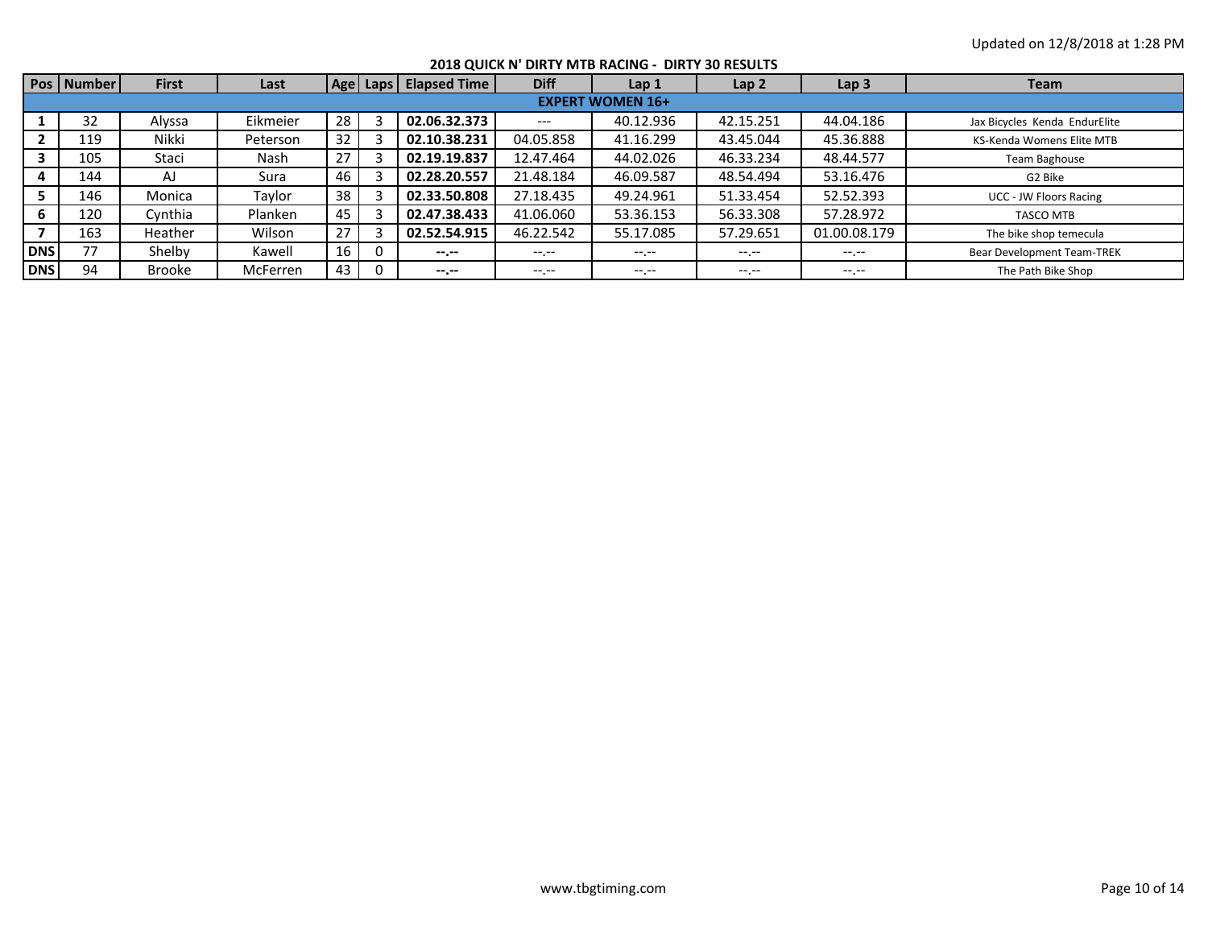Updated on 12/8/2018 at 1:28 PM

## 2018 QUICK N' DIRTY MTB RACING - DIRTY 30 RESULTS

| Pos | Number | First | Last | Age | Laps | Elapsed Time | Diff | Lap 1 | Lap 2 | Lap 3 | Team |
|---|---|---|---|---|---|---|---|---|---|---|---|
| **EXPERT WOMEN 16+** | | | | | | | | | | | |
| **1** | 32 | Alyssa | Eikmeier | 28 | 3 | **02.06.32.373** | --- | 40.12.936 | 42.15.251 | 44.04.186 | Jax Bicycles Kenda EndurElite |
| **2** | 119 | Nikki | Peterson | 32 | 3 | **02.10.38.231** | 04.05.858 | 41.16.299 | 43.45.044 | 45.36.888 | KS-Kenda Womens Elite MTB |
| **3** | 105 | Staci | Nash | 27 | 3 | **02.19.19.837** | 12.47.464 | 44.02.026 | 46.33.234 | 48.44.577 | Team Baghouse |
| **4** | 144 | AJ | Sura | 46 | 3 | **02.28.20.557** | 21.48.184 | 46.09.587 | 48.54.494 | 53.16.476 | G2 Bike |
| **5** | 146 | Monica | Taylor | 38 | 3 | **02.33.50.808** | 27.18.435 | 49.24.961 | 51.33.454 | 52.52.393 | UCC - JW Floors Racing |
| **6** | 120 | Cynthia | Planken | 45 | 3 | **02.47.38.433** | 41.06.060 | 53.36.153 | 56.33.308 | 57.28.972 | TASCO MTB |
| **7** | 163 | Heather | Wilson | 27 | 3 | **02.52.54.915** | 46.22.542 | 55.17.085 | 57.29.651 | 01.00.08.179 | The bike shop temecula |
| **DNS** | 77 | Shelby | Kawell | 16 | 0 | **--.--** | --.-- | --.-- | --.-- | --.-- | Bear Development Team-TREK |
| **DNS** | 94 | Brooke | McFerren | 43 | 0 | **--.--** | --.-- | --.-- | --.-- | --.-- | The Path Bike Shop |

www.tbgtiming.com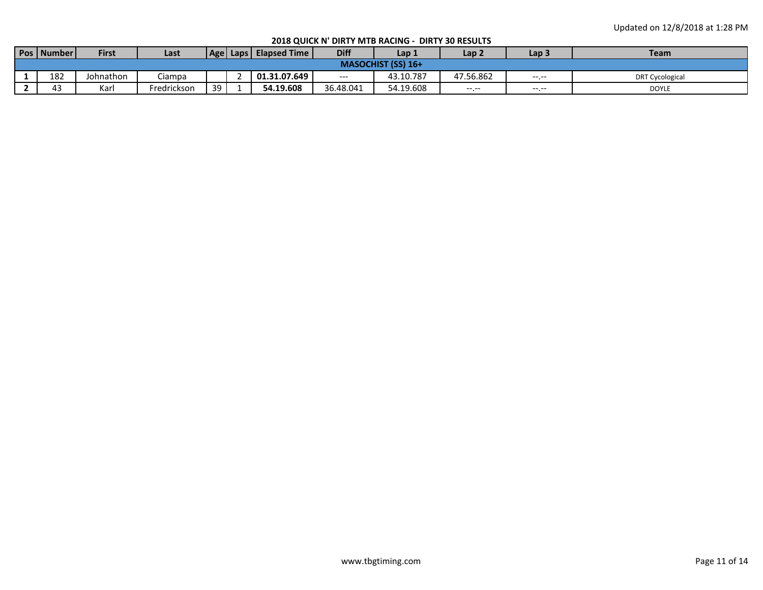Updated on 12/8/2018 at 1:28 PM

**2018 QUICK N' DIRTY MTB RACING - DIRTY 30 RESULTS**

| Pos | Number | First | Last | Age | Laps | Elapsed Time | Diff | Lap 1 | Lap 2 | Lap 3 | Team |
|---|---|---|---|---|---|---|---|---|---|---|---|
| **MASOCHIST (SS) 16+** | | | | | | | | | | | |
| **1** | 182 | Johnathon | Ciampa | | 2 | **01.31.07.649** | --- | 43.10.787 | 47.56.862 | --.-- | DRT Cycological |
| **2** | 43 | Karl | Fredrickson | 39 | 1 | **54.19.608** | 36.48.041 | 54.19.608 | --.-- | --.-- | DOYLE |

www.tbgtiming.com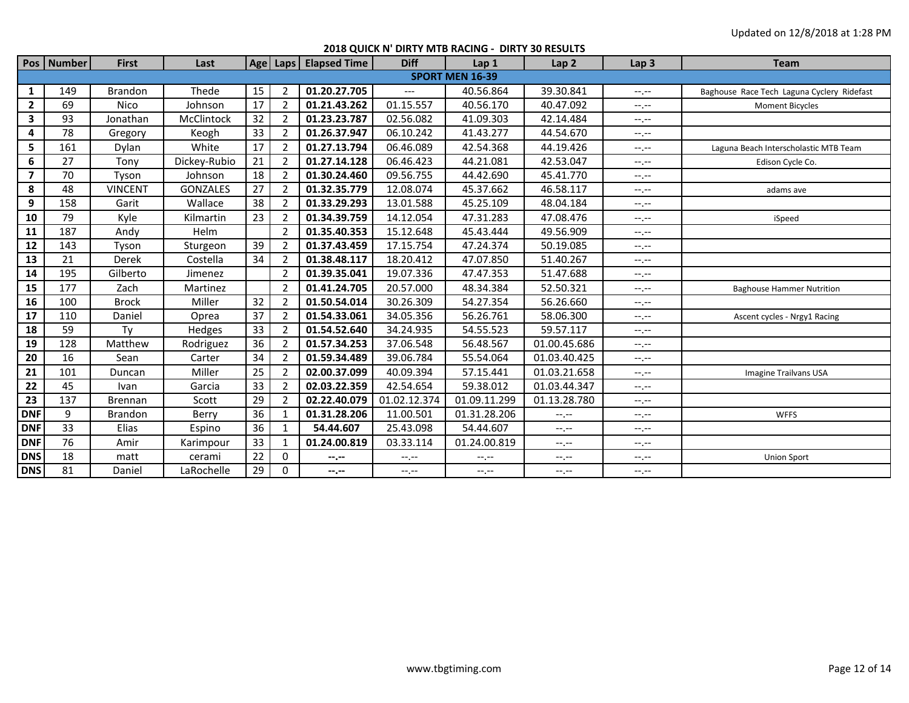Updated on 12/8/2018 at 1:28 PM

## 2018 QUICK N' DIRTY MTB RACING - DIRTY 30 RESULTS

| Pos | Number | First | Last | Age | Laps | Elapsed Time | Diff | Lap 1 | Lap 2 | Lap 3 | Team |
|---|---|---|---|---|---|---|---|---|---|---|---|
| **SPORT MEN 16-39** | | | | | | | | | | | |
| **1** | 149 | Brandon | Thede | 15 | 2 | **01.20.27.705** | --- | 40.56.864 | 39.30.841 | --.-- | Baghouse Race Tech Laguna Cyclery Ridefast |
| **2** | 69 | Nico | Johnson | 17 | 2 | **01.21.43.262** | 01.15.557 | 40.56.170 | 40.47.092 | --.-- | Moment Bicycles |
| **3** | 93 | Jonathan | McClintock | 32 | 2 | **01.23.23.787** | 02.56.082 | 41.09.303 | 42.14.484 | --.-- | |
| **4** | 78 | Gregory | Keogh | 33 | 2 | **01.26.37.947** | 06.10.242 | 41.43.277 | 44.54.670 | --.-- | |
| **5** | 161 | Dylan | White | 17 | 2 | **01.27.13.794** | 06.46.089 | 42.54.368 | 44.19.426 | --.-- | Laguna Beach Interscholastic MTB Team |
| **6** | 27 | Tony | Dickey-Rubio | 21 | 2 | **01.27.14.128** | 06.46.423 | 44.21.081 | 42.53.047 | --.-- | Edison Cycle Co. |
| **7** | 70 | Tyson | Johnson | 18 | 2 | **01.30.24.460** | 09.56.755 | 44.42.690 | 45.41.770 | --.-- | |
| **8** | 48 | VINCENT | GONZALES | 27 | 2 | **01.32.35.779** | 12.08.074 | 45.37.662 | 46.58.117 | --.-- | adams ave |
| **9** | 158 | Garit | Wallace | 38 | 2 | **01.33.29.293** | 13.01.588 | 45.25.109 | 48.04.184 | --.-- | |
| **10** | 79 | Kyle | Kilmartin | 23 | 2 | **01.34.39.759** | 14.12.054 | 47.31.283 | 47.08.476 | --.-- | iSpeed |
| **11** | 187 | Andy | Helm | | 2 | **01.35.40.353** | 15.12.648 | 45.43.444 | 49.56.909 | --.-- | |
| **12** | 143 | Tyson | Sturgeon | 39 | 2 | **01.37.43.459** | 17.15.754 | 47.24.374 | 50.19.085 | --.-- | |
| **13** | 21 | Derek | Costella | 34 | 2 | **01.38.48.117** | 18.20.412 | 47.07.850 | 51.40.267 | --.-- | |
| **14** | 195 | Gilberto | Jimenez | | 2 | **01.39.35.041** | 19.07.336 | 47.47.353 | 51.47.688 | --.-- | |
| **15** | 177 | Zach | Martinez | | 2 | **01.41.24.705** | 20.57.000 | 48.34.384 | 52.50.321 | --.-- | Baghouse Hammer Nutrition |
| **16** | 100 | Brock | Miller | 32 | 2 | **01.50.54.014** | 30.26.309 | 54.27.354 | 56.26.660 | --.-- | |
| **17** | 110 | Daniel | Oprea | 37 | 2 | **01.54.33.061** | 34.05.356 | 56.26.761 | 58.06.300 | --.-- | Ascent cycles - Nrgy1 Racing |
| **18** | 59 | Ty | Hedges | 33 | 2 | **01.54.52.640** | 34.24.935 | 54.55.523 | 59.57.117 | --.-- | |
| **19** | 128 | Matthew | Rodriguez | 36 | 2 | **01.57.34.253** | 37.06.548 | 56.48.567 | 01.00.45.686 | --.-- | |
| **20** | 16 | Sean | Carter | 34 | 2 | **01.59.34.489** | 39.06.784 | 55.54.064 | 01.03.40.425 | --.-- | |
| **21** | 101 | Duncan | Miller | 25 | 2 | **02.00.37.099** | 40.09.394 | 57.15.441 | 01.03.21.658 | --.-- | Imagine Trailvans USA |
| **22** | 45 | Ivan | Garcia | 33 | 2 | **02.03.22.359** | 42.54.654 | 59.38.012 | 01.03.44.347 | --.-- | |
| **23** | 137 | Brennan | Scott | 29 | 2 | **02.22.40.079** | 01.02.12.374 | 01.09.11.299 | 01.13.28.780 | --.-- | |
| **DNF** | 9 | Brandon | Berry | 36 | 1 | **01.31.28.206** | 11.00.501 | 01.31.28.206 | --.-- | --.-- | WFFS |
| **DNF** | 33 | Elias | Espino | 36 | 1 | **54.44.607** | 25.43.098 | 54.44.607 | --.-- | --.-- | |
| **DNF** | 76 | Amir | Karimpour | 33 | 1 | **01.24.00.819** | 03.33.114 | 01.24.00.819 | --.-- | --.-- | |
| **DNS** | 18 | matt | cerami | 22 | 0 | **--.--** | --.-- | --.-- | --.-- | --.-- | Union Sport |
| **DNS** | 81 | Daniel | LaRochelle | 29 | 0 | **--.--** | --.-- | --.-- | --.-- | --.-- | |

www.tbgtiming.com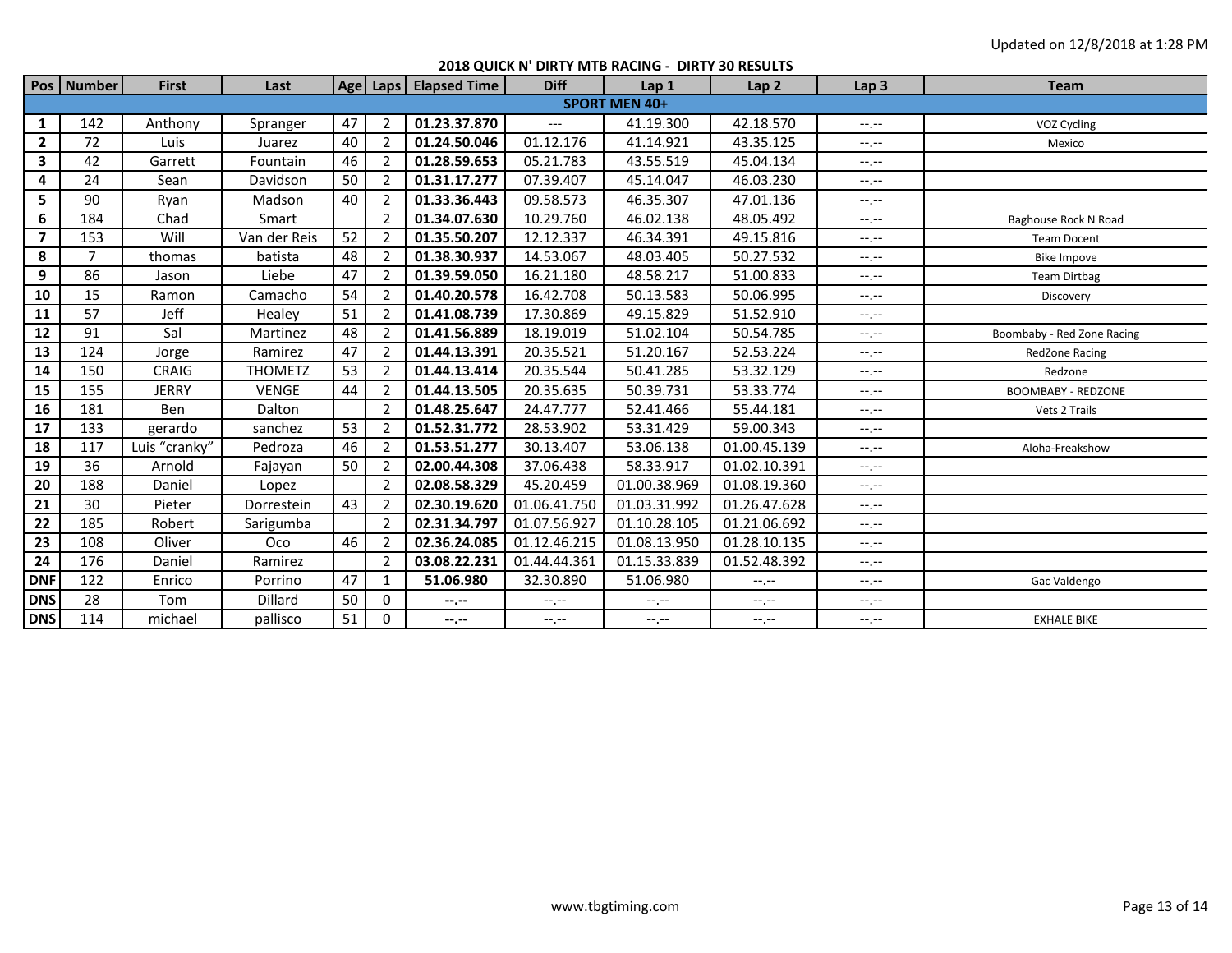Updated on 12/8/2018 at 1:28 PM

## 2018 QUICK N' DIRTY MTB RACING - DIRTY 30 RESULTS

| Pos | Number | First | Last | Age | Laps | Elapsed Time | Diff | Lap 1 | Lap 2 | Lap 3 | Team |
|---|---|---|---|---|---|---|---|---|---|---|---|
| **SPORT MEN 40+** | | | | | | | | | | | |
| **1** | 142 | Anthony | Spranger | 47 | 2 | **01.23.37.870** | --- | 41.19.300 | 42.18.570 | --.-- | VOZ Cycling |
| **2** | 72 | Luis | Juarez | 40 | 2 | **01.24.50.046** | 01.12.176 | 41.14.921 | 43.35.125 | --.-- | Mexico |
| **3** | 42 | Garrett | Fountain | 46 | 2 | **01.28.59.653** | 05.21.783 | 43.55.519 | 45.04.134 | --.-- | |
| **4** | 24 | Sean | Davidson | 50 | 2 | **01.31.17.277** | 07.39.407 | 45.14.047 | 46.03.230 | --.-- | |
| **5** | 90 | Ryan | Madson | 40 | 2 | **01.33.36.443** | 09.58.573 | 46.35.307 | 47.01.136 | --.-- | |
| **6** | 184 | Chad | Smart | | 2 | **01.34.07.630** | 10.29.760 | 46.02.138 | 48.05.492 | --.-- | Baghouse Rock N Road |
| **7** | 153 | Will | Van der Reis | 52 | 2 | **01.35.50.207** | 12.12.337 | 46.34.391 | 49.15.816 | --.-- | Team Docent |
| **8** | 7 | thomas | batista | 48 | 2 | **01.38.30.937** | 14.53.067 | 48.03.405 | 50.27.532 | --.-- | Bike Impove |
| **9** | 86 | Jason | Liebe | 47 | 2 | **01.39.59.050** | 16.21.180 | 48.58.217 | 51.00.833 | --.-- | Team Dirtbag |
| **10** | 15 | Ramon | Camacho | 54 | 2 | **01.40.20.578** | 16.42.708 | 50.13.583 | 50.06.995 | --.-- | Discovery |
| **11** | 57 | Jeff | Healey | 51 | 2 | **01.41.08.739** | 17.30.869 | 49.15.829 | 51.52.910 | --.-- | |
| **12** | 91 | Sal | Martinez | 48 | 2 | **01.41.56.889** | 18.19.019 | 51.02.104 | 50.54.785 | --.-- | Boombaby - Red Zone Racing |
| **13** | 124 | Jorge | Ramirez | 47 | 2 | **01.44.13.391** | 20.35.521 | 51.20.167 | 52.53.224 | --.-- | RedZone Racing |
| **14** | 150 | CRAIG | THOMETZ | 53 | 2 | **01.44.13.414** | 20.35.544 | 50.41.285 | 53.32.129 | --.-- | Redzone |
| **15** | 155 | JERRY | VENGE | 44 | 2 | **01.44.13.505** | 20.35.635 | 50.39.731 | 53.33.774 | --.-- | BOOMBABY - REDZONE |
| **16** | 181 | Ben | Dalton | | 2 | **01.48.25.647** | 24.47.777 | 52.41.466 | 55.44.181 | --.-- | Vets 2 Trails |
| **17** | 133 | gerardo | sanchez | 53 | 2 | **01.52.31.772** | 28.53.902 | 53.31.429 | 59.00.343 | --.-- | |
| **18** | 117 | Luis “cranky” | Pedroza | 46 | 2 | **01.53.51.277** | 30.13.407 | 53.06.138 | 01.00.45.139 | --.-- | Aloha-Freakshow |
| **19** | 36 | Arnold | Fajayan | 50 | 2 | **02.00.44.308** | 37.06.438 | 58.33.917 | 01.02.10.391 | --.-- | |
| **20** | 188 | Daniel | Lopez | | 2 | **02.08.58.329** | 45.20.459 | 01.00.38.969 | 01.08.19.360 | --.-- | |
| **21** | 30 | Pieter | Dorrestein | 43 | 2 | **02.30.19.620** | 01.06.41.750 | 01.03.31.992 | 01.26.47.628 | --.-- | |
| **22** | 185 | Robert | Sarigumba | | 2 | **02.31.34.797** | 01.07.56.927 | 01.10.28.105 | 01.21.06.692 | --.-- | |
| **23** | 108 | Oliver | Oco | 46 | 2 | **02.36.24.085** | 01.12.46.215 | 01.08.13.950 | 01.28.10.135 | --.-- | |
| **24** | 176 | Daniel | Ramirez | | 2 | **03.08.22.231** | 01.44.44.361 | 01.15.33.839 | 01.52.48.392 | --.-- | |
| **DNF** | 122 | Enrico | Porrino | 47 | 1 | **51.06.980** | 32.30.890 | 51.06.980 | --.-- | --.-- | Gac Valdengo |
| **DNS** | 28 | Tom | Dillard | 50 | 0 | **--.--** | --.-- | --.-- | --.-- | --.-- | |
| **DNS** | 114 | michael | pallisco | 51 | 0 | **--.--** | --.-- | --.-- | --.-- | --.-- | EXHALE BIKE |

www.tbgtiming.com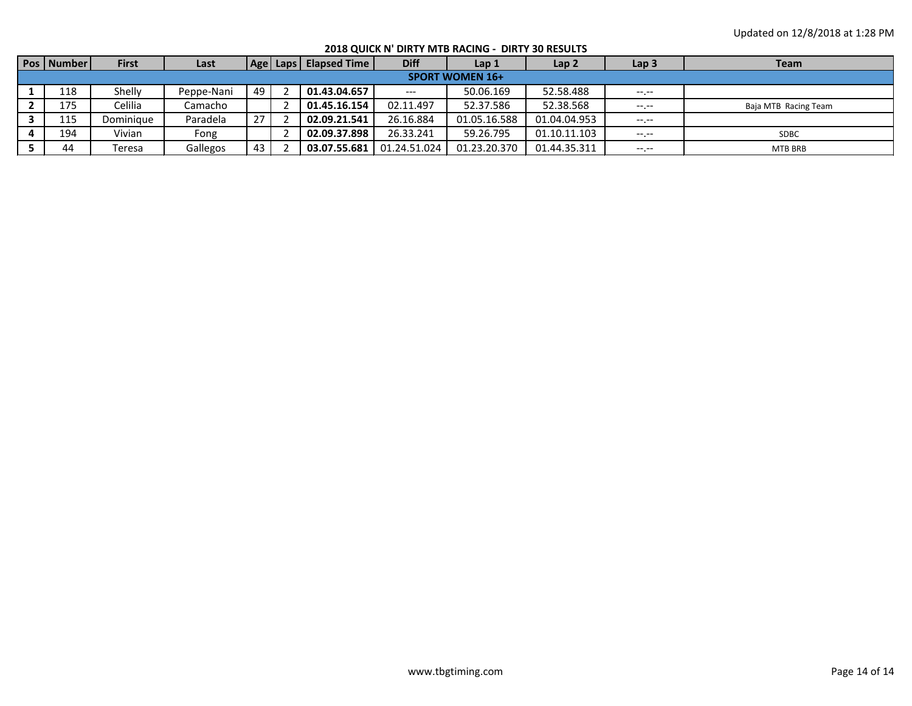Updated on 12/8/2018 at 1:28 PM

**2018 QUICK N' DIRTY MTB RACING - DIRTY 30 RESULTS**

| Pos | Number | First | Last | Age | Laps | Elapsed Time | Diff | Lap 1 | Lap 2 | Lap 3 | Team |
|---|---|---|---|---|---|---|---|---|---|---|---|
| **SPORT WOMEN 16+** | | | | | | | | | | | |
| **1** | 118 | Shelly | Peppe-Nani | 49 | 2 | **01.43.04.657** | --- | 50.06.169 | 52.58.488 | --.-- | |
| **2** | 175 | Celilia | Camacho | | 2 | **01.45.16.154** | 02.11.497 | 52.37.586 | 52.38.568 | --.-- | Baja MTB Racing Team |
| **3** | 115 | Dominique | Paradela | 27 | 2 | **02.09.21.541** | 26.16.884 | 01.05.16.588 | 01.04.04.953 | --.-- | |
| **4** | 194 | Vivian | Fong | | 2 | **02.09.37.898** | 26.33.241 | 59.26.795 | 01.10.11.103 | --.-- | SDBC |
| **5** | 44 | Teresa | Gallegos | 43 | 2 | **03.07.55.681** | 01.24.51.024 | 01.23.20.370 | 01.44.35.311 | --.-- | MTB BRB |

www.tbgtiming.com